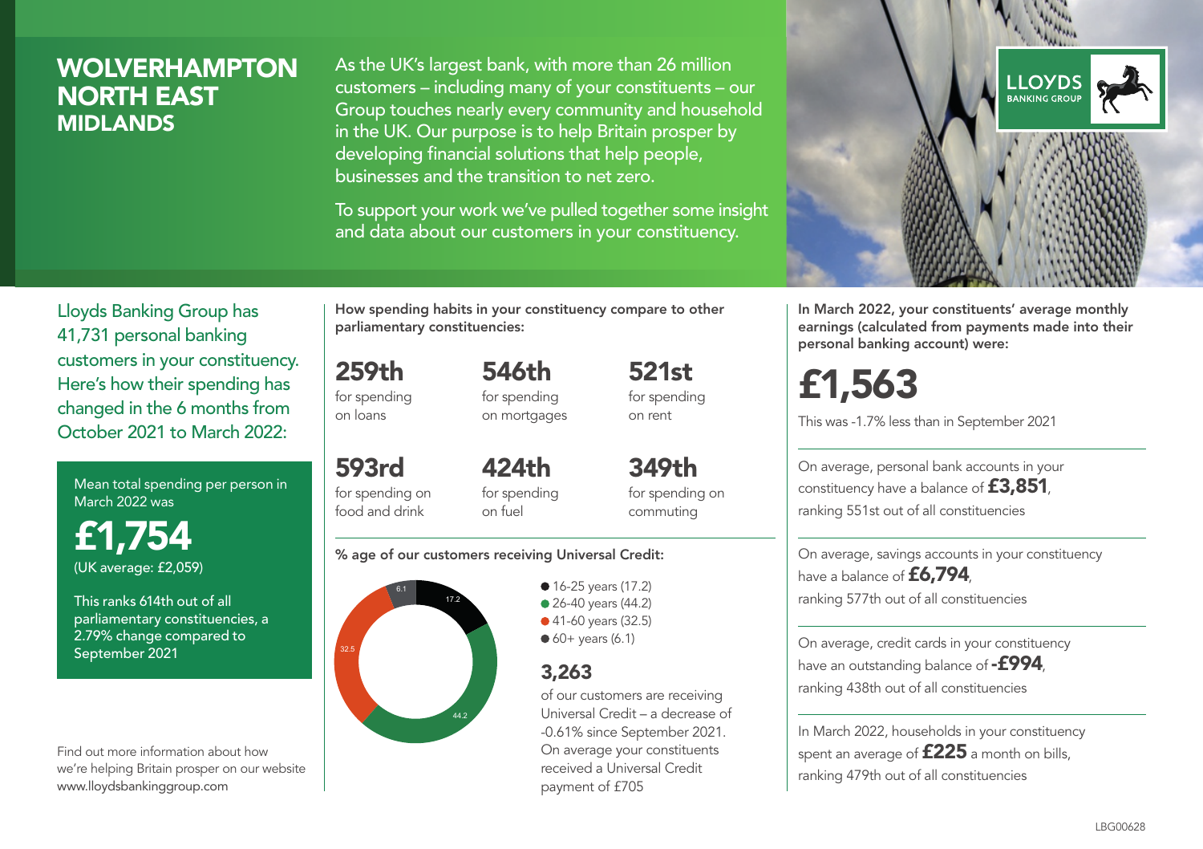# WOLVERHAMPTON NORTH EAST
## MIDLANDS

As the UK's largest bank, with more than 26 million customers – including many of your constituents – our Group touches nearly every community and household in the UK. Our purpose is to help Britain prosper by developing financial solutions that help people, businesses and the transition to net zero.

To support your work we've pulled together some insight and data about our customers in your constituency.

LLOYDS BANKING GROUP

Lloyds Banking Group has 41,731 personal banking customers in your constituency. Here's how their spending has changed in the 6 months from October 2021 to March 2022:

Mean total spending per person in March 2022 was

**£1,754**
(UK average: £2,059)

This ranks 614th out of all parliamentary constituencies, a 2.79% change compared to September 2021

Find out more information about how we're helping Britain prosper on our website www.lloydsbankinggroup.com

**How spending habits in your constituency compare to other parliamentary constituencies:**

**259th** for spending on loans

**546th** for spending on mortgages

**521st** for spending on rent

**593rd** for spending on food and drink

**424th** for spending on fuel

**349th** for spending on commuting

**% age of our customers receiving Universal Credit:**

- 16-25 years (17.2)
- 26-40 years (44.2)
- 41-60 years (32.5)
- 60+ years (6.1)

**3,263**
of our customers are receiving Universal Credit – a decrease of -0.61% since September 2021. On average your constituents received a Universal Credit payment of £705

**In March 2022, your constituents' average monthly earnings (calculated from payments made into their personal banking account) were:**

**£1,563**

This was -1.7% less than in September 2021

On average, personal bank accounts in your constituency have a balance of **£3,851**, ranking 551st out of all constituencies

On average, savings accounts in your constituency have a balance of **£6,794**, ranking 577th out of all constituencies

On average, credit cards in your constituency have an outstanding balance of **-£994**, ranking 438th out of all constituencies

In March 2022, households in your constituency spent an average of **£225** a month on bills, ranking 479th out of all constituencies

LBG00628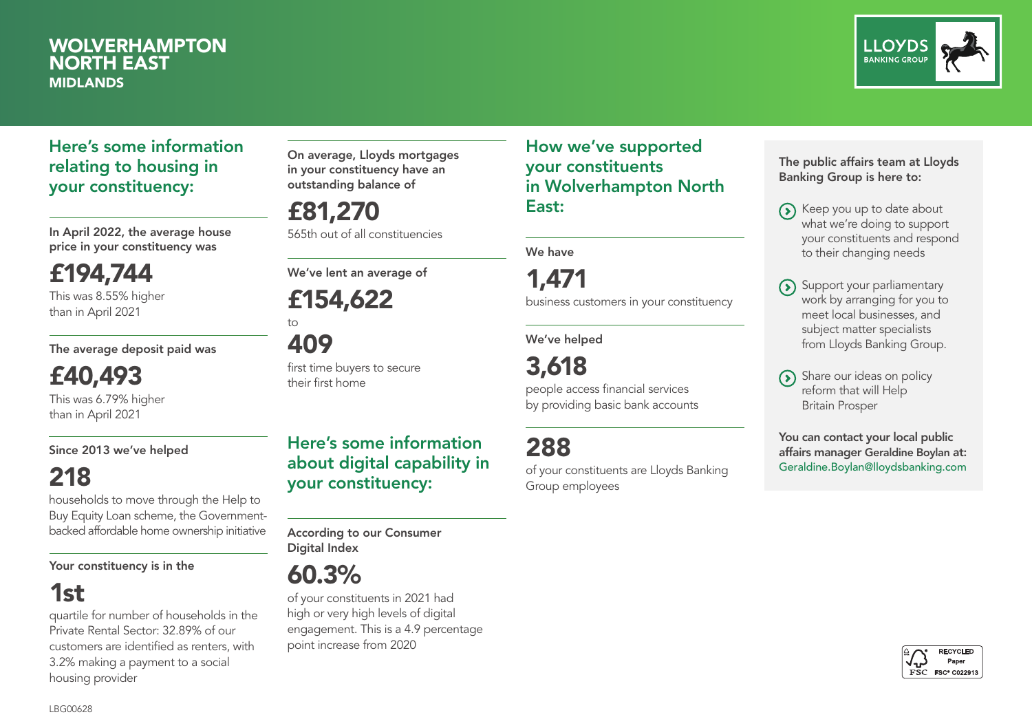# WOLVERHAMPTON NORTH EAST
## MIDLANDS

LLOYDS BANKING GROUP

## Here's some information relating to housing in your constituency:

In April 2022, the average house price in your constituency was

**£194,744**

This was 8.55% higher than in April 2021

The average deposit paid was

**£40,493**

This was 6.79% higher than in April 2021

Since 2013 we've helped

**218**

households to move through the Help to Buy Equity Loan scheme, the Government-backed affordable home ownership initiative

Your constituency is in the

**1st**

quartile for number of households in the Private Rental Sector: 32.89% of our customers are identified as renters, with 3.2% making a payment to a social housing provider

On average, Lloyds mortgages in your constituency have an outstanding balance of

**£81,270**

565th out of all constituencies

We've lent an average of

**£154,622**

to

**409**

first time buyers to secure their first home

## Here's some information about digital capability in your constituency:

According to our Consumer Digital Index

**60.3%**

of your constituents in 2021 had high or very high levels of digital engagement. This is a 4.9 percentage point increase from 2020

## How we've supported your constituents in Wolverhampton North East:

We have

**1,471**

business customers in your constituency

We've helped

**3,618**

people access financial services by providing basic bank accounts

**288**

of your constituents are Lloyds Banking Group employees

The public affairs team at Lloyds Banking Group is here to:

- Keep you up to date about what we're doing to support your constituents and respond to their changing needs
- Support your parliamentary work by arranging for you to meet local businesses, and subject matter specialists from Lloyds Banking Group.
- Share our ideas on policy reform that will Help Britain Prosper

**You can contact your local public affairs manager Geraldine Boylan at:**
Geraldine.Boylan@lloydsbanking.com

RECYCLED Paper FSC® C022913

LBG00628